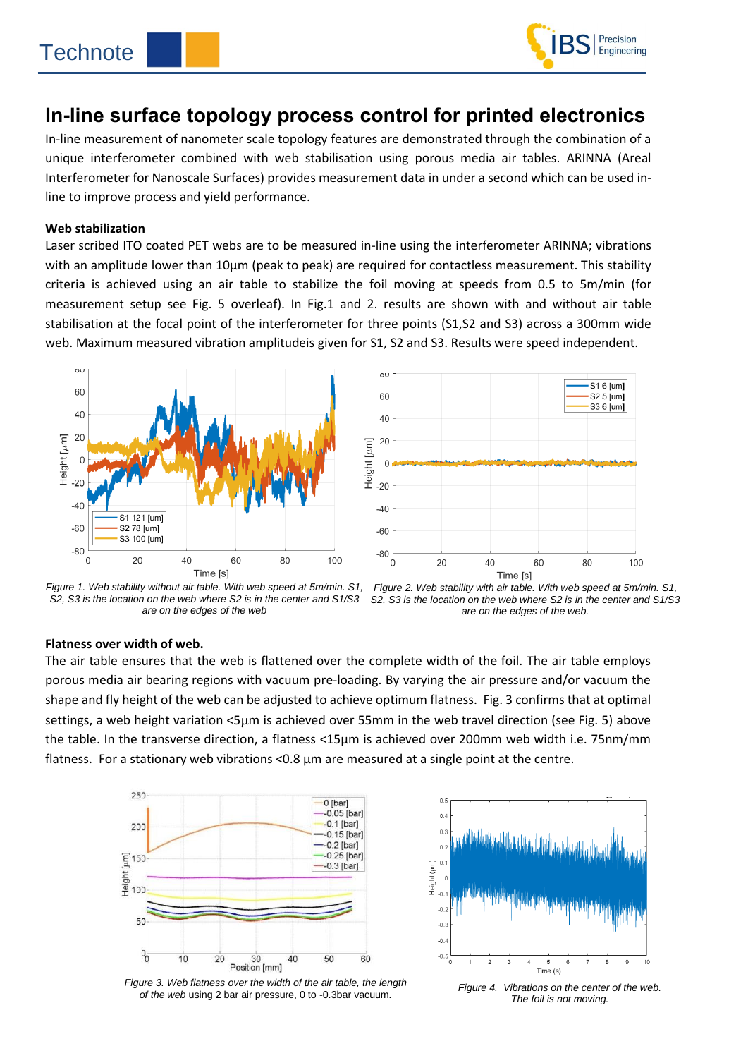# In-line surface topology process control for printed electronics

In-line measurement of nanometer scale topology features are demonstrated through the combination of a unique interferometer combined with web stabilisation using porous media air tables. ARINNA (Areal Interferometer for Nanoscale Surfaces) provides measurement data in under a second which can be used in-line to improve process and yield performance.

### Web stabilization

Laser scribed ITO coated PET webs are to be measured in-line using the interferometer ARINNA; vibrations with an amplitude lower than 10µm (peak to peak) are required for contactless measurement. This stability criteria is achieved using an air table to stabilize the foil moving at speeds from 0.5 to 5m/min (for measurement setup see Fig. 5 overleaf). In Fig.1 and 2. results are shown with and without air table stabilisation at the focal point of the interferometer for three points (S1,S2 and S3) across a 300mm wide web. Maximum measured vibration amplitudeis given for S1, S2 and S3. Results were speed independent.

*Figure 1. Web stability without air table. With web speed at 5m/min. S1, S2, S3 is the location on the web where S2 is in the center and S1/S3 are on the edges of the web*

*Figure 2. Web stability with air table. With web speed at 5m/min. S1, S2, S3 is the location on the web where S2 is in the center and S1/S3 are on the edges of the web.*

### Flatness over width of web.

The air table ensures that the web is flattened over the complete width of the foil. The air table employs porous media air bearing regions with vacuum pre-loading. By varying the air pressure and/or vacuum the shape and fly height of the web can be adjusted to achieve optimum flatness. Fig. 3 confirms that at optimal settings, a web height variation <5µm is achieved over 55mm in the web travel direction (see Fig. 5) above the table. In the transverse direction, a flatness <15µm is achieved over 200mm web width i.e. 75nm/mm flatness. For a stationary web vibrations <0.8 µm are measured at a single point at the centre.

*Figure 3. Web flatness over the width of the air table, the length of the web* using 2 bar air pressure, 0 to -0.3bar vacuum.

*Figure 4. Vibrations on the center of the web. The foil is not moving.*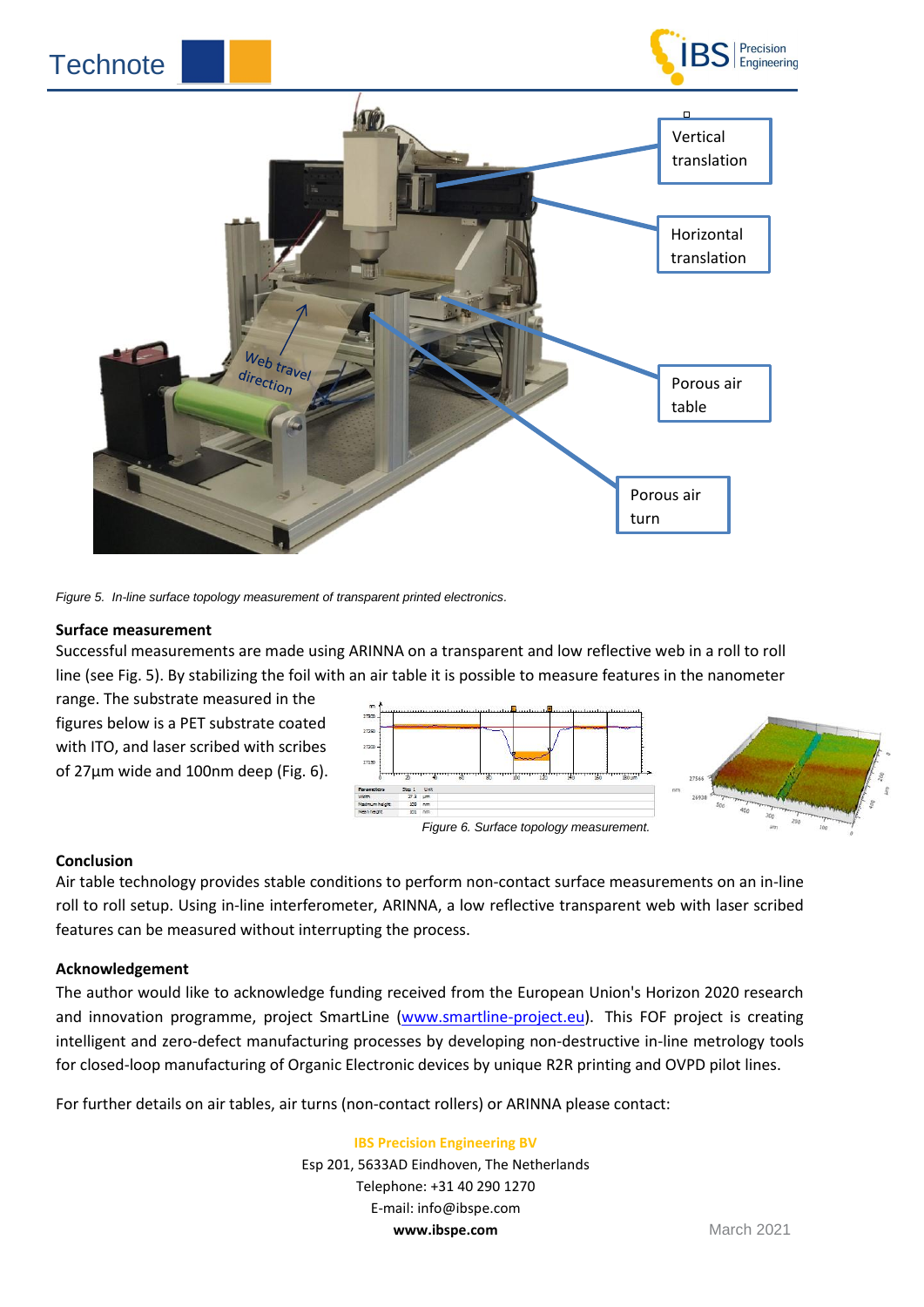Vertical translation

Horizontal translation

Porous air table

Porous air turn

Web travel direction

*Figure 5. In-line surface topology measurement of transparent printed electronics.*

**Surface measurement**

Successful measurements are made using ARINNA on a transparent and low reflective web in a roll to roll line (see Fig. 5). By stabilizing the foil with an air table it is possible to measure features in the nanometer range. The substrate measured in the figures below is a PET substrate coated with ITO, and laser scribed with scribes of 27µm wide and 100nm deep (Fig. 6).

*Figure 6. Surface topology measurement.*

**Conclusion**

Air table technology provides stable conditions to perform non-contact surface measurements on an in-line roll to roll setup. Using in-line interferometer, ARINNA, a low reflective transparent web with laser scribed features can be measured without interrupting the process.

**Acknowledgement**

The author would like to acknowledge funding received from the European Union's Horizon 2020 research and innovation programme, project SmartLine (www.smartline-project.eu). This FOF project is creating intelligent and zero-defect manufacturing processes by developing non-destructive in-line metrology tools for closed-loop manufacturing of Organic Electronic devices by unique R2R printing and OVPD pilot lines.

For further details on air tables, air turns (non-contact rollers) or ARINNA please contact:

**IBS Precision Engineering BV**
Esp 201, 5633AD Eindhoven, The Netherlands
Telephone: +31 40 290 1270
E-mail: info@ibspe.com
**www.ibspe.com**

March 2021